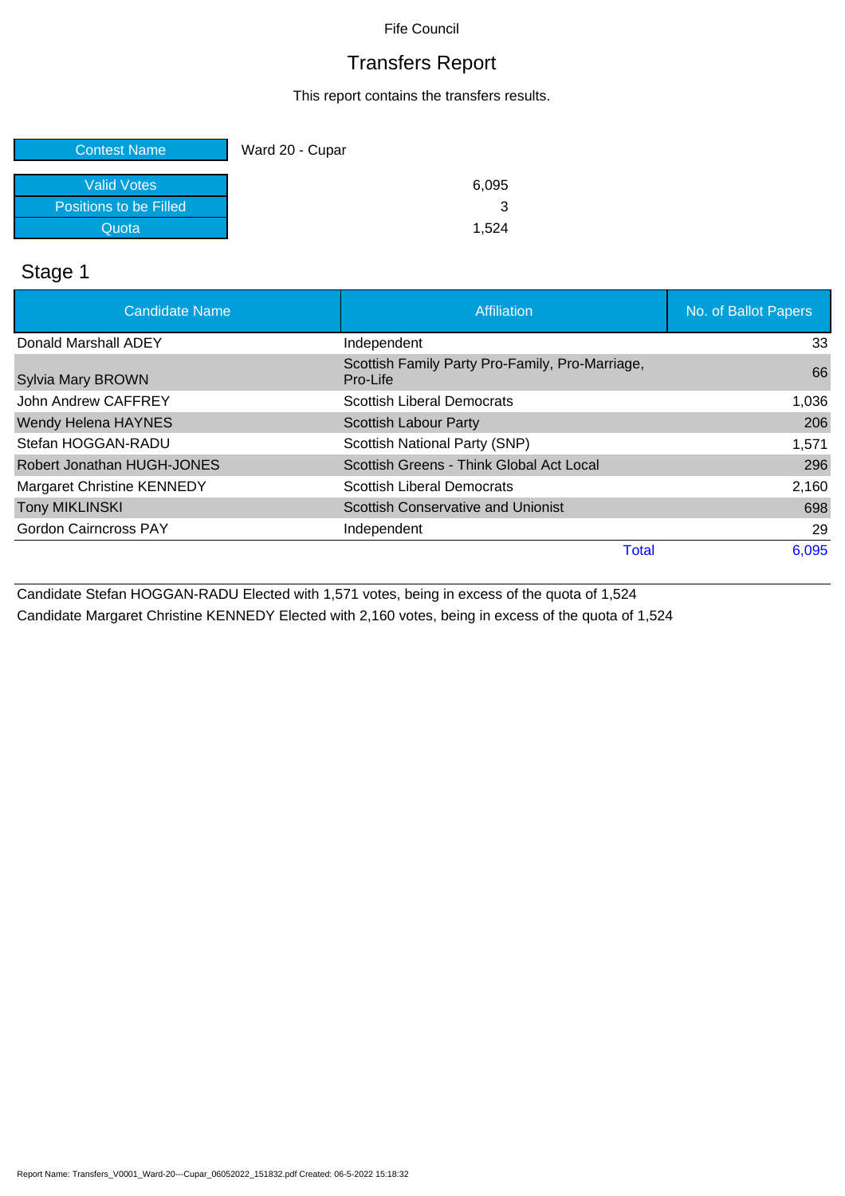Fife Council

# Transfers Report

This report contains the transfers results.

| Contest Name | Ward 20 - Cupar |
|---|---|
| Valid Votes | 6,095 |
| Positions to be Filled | 3 |
| Quota | 1,524 |

## Stage 1

| Candidate Name | Affiliation | No. of Ballot Papers |
|---|---|---|
| Donald Marshall ADEY | Independent | 33 |
| Sylvia Mary BROWN | Scottish Family Party Pro-Family, Pro-Marriage, Pro-Life | 66 |
| John Andrew CAFFREY | Scottish Liberal Democrats | 1,036 |
| Wendy Helena HAYNES | Scottish Labour Party | 206 |
| Stefan HOGGAN-RADU | Scottish National Party (SNP) | 1,571 |
| Robert Jonathan HUGH-JONES | Scottish Greens - Think Global Act Local | 296 |
| Margaret Christine KENNEDY | Scottish Liberal Democrats | 2,160 |
| Tony MIKLINSKI | Scottish Conservative and Unionist | 698 |
| Gordon Cairncross PAY | Independent | 29 |
| | Total | 6,095 |

Candidate Stefan HOGGAN-RADU Elected with 1,571 votes, being in excess of the quota of 1,524

Candidate Margaret Christine KENNEDY Elected with 2,160 votes, being in excess of the quota of 1,524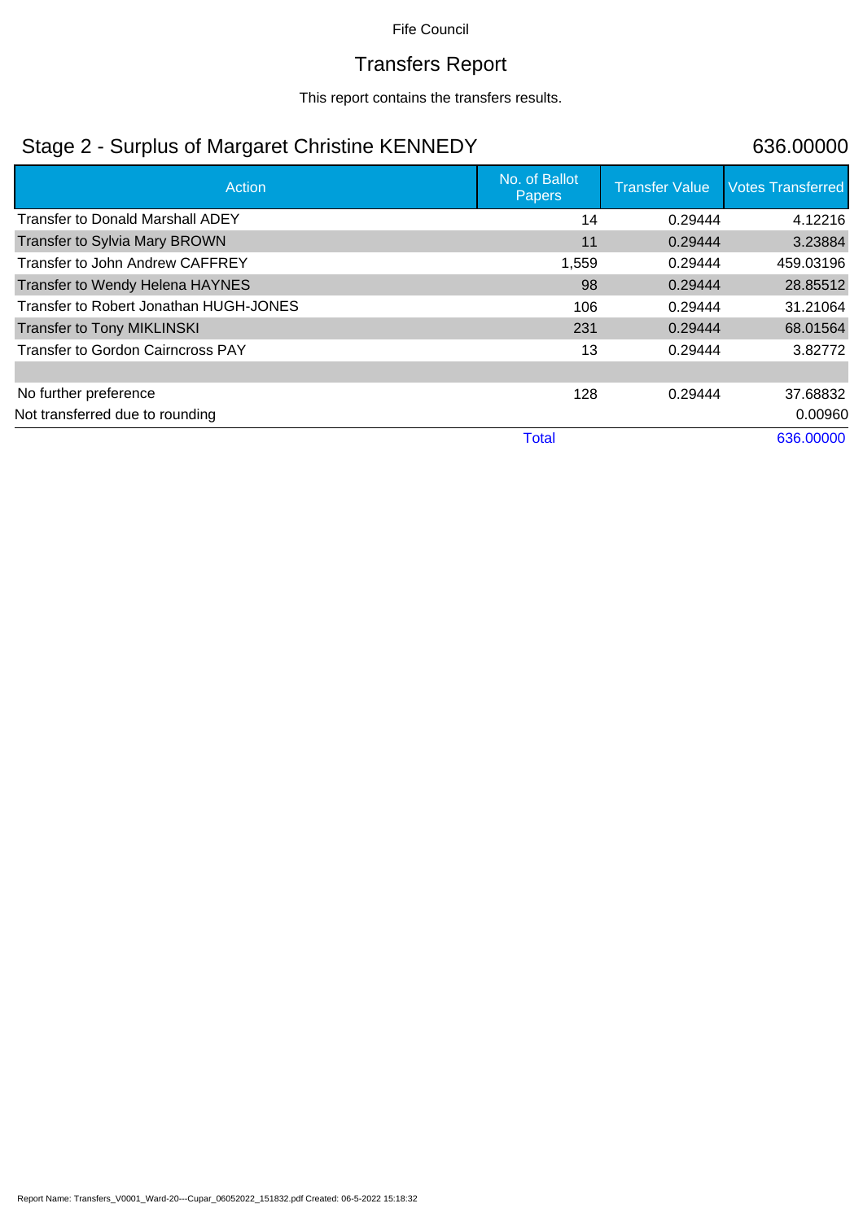Fife Council

# Transfers Report

This report contains the transfers results.

## Stage 2 - Surplus of Margaret Christine KENNEDY — 636.00000

| Action | No. of Ballot Papers | Transfer Value | Votes Transferred |
|---|---|---|---|
| Transfer to Donald Marshall ADEY | 14 | 0.29444 | 4.12216 |
| Transfer to Sylvia Mary BROWN | 11 | 0.29444 | 3.23884 |
| Transfer to John Andrew CAFFREY | 1,559 | 0.29444 | 459.03196 |
| Transfer to Wendy Helena HAYNES | 98 | 0.29444 | 28.85512 |
| Transfer to Robert Jonathan HUGH-JONES | 106 | 0.29444 | 31.21064 |
| Transfer to Tony MIKLINSKI | 231 | 0.29444 | 68.01564 |
| Transfer to Gordon Cairncross PAY | 13 | 0.29444 | 3.82772 |
| | | | |
| No further preference | 128 | 0.29444 | 37.68832 |
| Not transferred due to rounding | | | 0.00960 |
| | Total | | 636.00000 |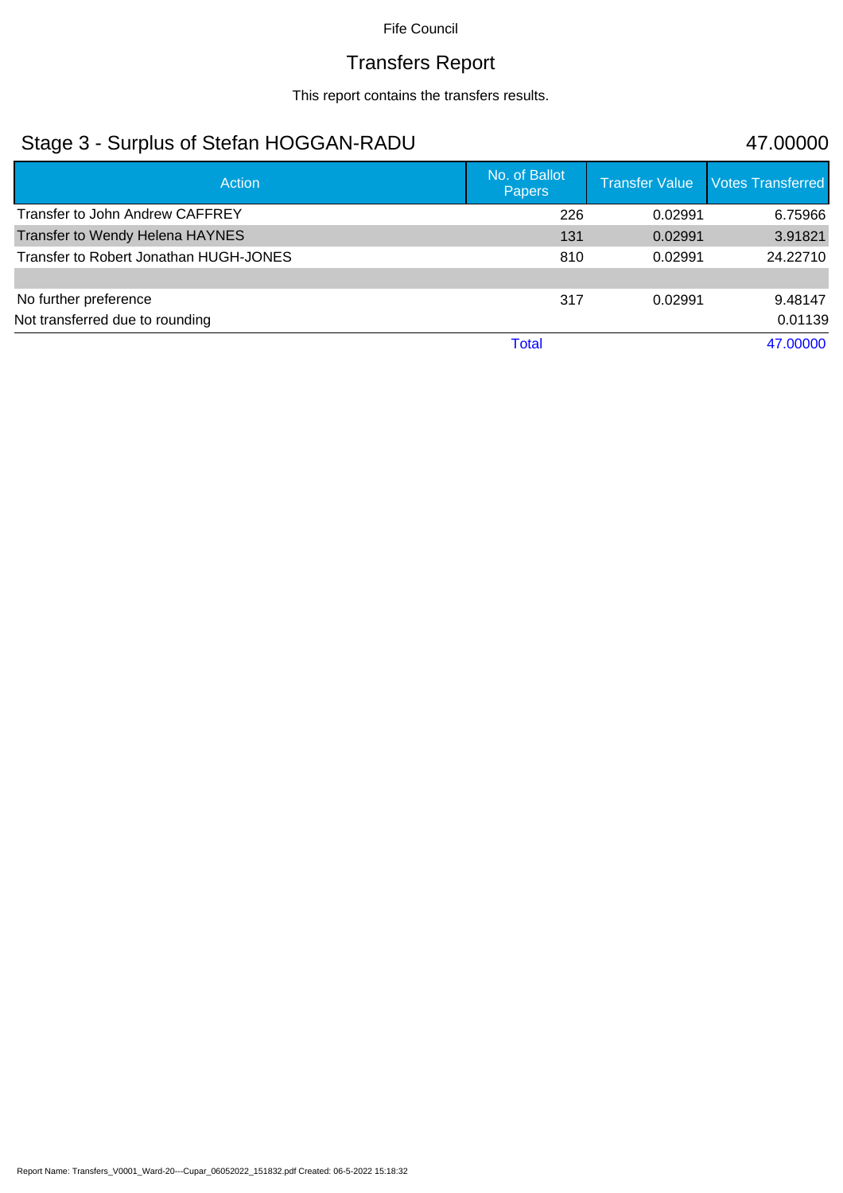Fife Council

# Transfers Report

This report contains the transfers results.

## Stage 3 - Surplus of Stefan HOGGAN-RADU — 47.00000

| Action | No. of Ballot Papers | Transfer Value | Votes Transferred |
|---|---|---|---|
| Transfer to John Andrew CAFFREY | 226 | 0.02991 | 6.75966 |
| Transfer to Wendy Helena HAYNES | 131 | 0.02991 | 3.91821 |
| Transfer to Robert Jonathan HUGH-JONES | 810 | 0.02991 | 24.22710 |
| | | | |
| No further preference | 317 | 0.02991 | 9.48147 |
| Not transferred due to rounding | | | 0.01139 |
| | Total | | 47.00000 |

Report Name: Transfers_V0001_Ward-20---Cupar_06052022_151832.pdf Created: 06-5-2022 15:18:32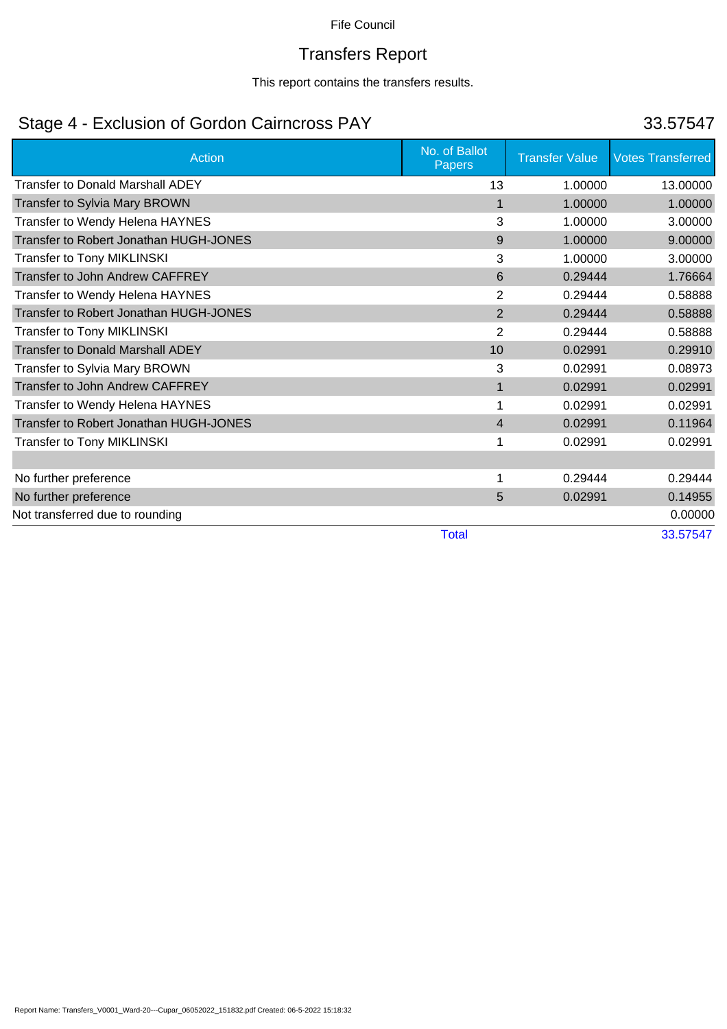Fife Council

# Transfers Report

This report contains the transfers results.

## Stage 4 - Exclusion of Gordon Cairncross PAY

33.57547

| Action | No. of Ballot Papers | Transfer Value | Votes Transferred |
|---|---|---|---|
| Transfer to Donald Marshall ADEY | 13 | 1.00000 | 13.00000 |
| Transfer to Sylvia Mary BROWN | 1 | 1.00000 | 1.00000 |
| Transfer to Wendy Helena HAYNES | 3 | 1.00000 | 3.00000 |
| Transfer to Robert Jonathan HUGH-JONES | 9 | 1.00000 | 9.00000 |
| Transfer to Tony MIKLINSKI | 3 | 1.00000 | 3.00000 |
| Transfer to John Andrew CAFFREY | 6 | 0.29444 | 1.76664 |
| Transfer to Wendy Helena HAYNES | 2 | 0.29444 | 0.58888 |
| Transfer to Robert Jonathan HUGH-JONES | 2 | 0.29444 | 0.58888 |
| Transfer to Tony MIKLINSKI | 2 | 0.29444 | 0.58888 |
| Transfer to Donald Marshall ADEY | 10 | 0.02991 | 0.29910 |
| Transfer to Sylvia Mary BROWN | 3 | 0.02991 | 0.08973 |
| Transfer to John Andrew CAFFREY | 1 | 0.02991 | 0.02991 |
| Transfer to Wendy Helena HAYNES | 1 | 0.02991 | 0.02991 |
| Transfer to Robert Jonathan HUGH-JONES | 4 | 0.02991 | 0.11964 |
| Transfer to Tony MIKLINSKI | 1 | 0.02991 | 0.02991 |
| | | | |
| No further preference | 1 | 0.29444 | 0.29444 |
| No further preference | 5 | 0.02991 | 0.14955 |
| Not transferred due to rounding | | | 0.00000 |
| | Total | | 33.57547 |

Report Name: Transfers_V0001_Ward-20---Cupar_06052022_151832.pdf Created: 06-5-2022 15:18:32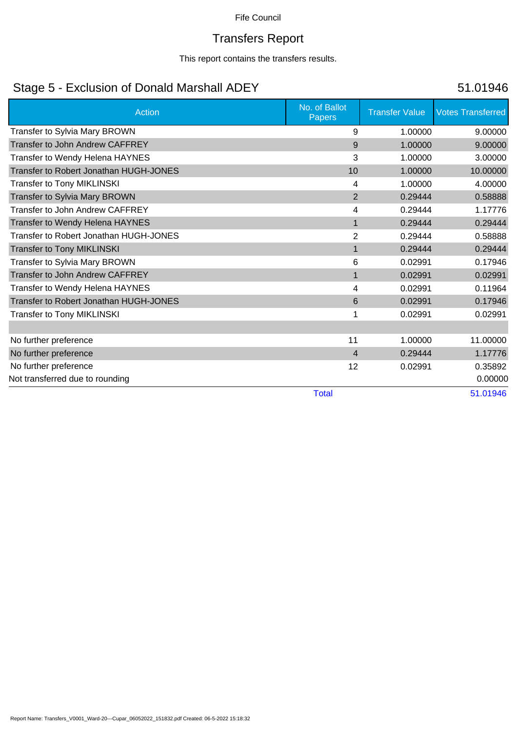Fife Council

# Transfers Report

This report contains the transfers results.

## Stage 5 - Exclusion of Donald Marshall ADEY 51.01946

| Action | No. of Ballot Papers | Transfer Value | Votes Transferred |
|---|---|---|---|
| Transfer to Sylvia Mary BROWN | 9 | 1.00000 | 9.00000 |
| Transfer to John Andrew CAFFREY | 9 | 1.00000 | 9.00000 |
| Transfer to Wendy Helena HAYNES | 3 | 1.00000 | 3.00000 |
| Transfer to Robert Jonathan HUGH-JONES | 10 | 1.00000 | 10.00000 |
| Transfer to Tony MIKLINSKI | 4 | 1.00000 | 4.00000 |
| Transfer to Sylvia Mary BROWN | 2 | 0.29444 | 0.58888 |
| Transfer to John Andrew CAFFREY | 4 | 0.29444 | 1.17776 |
| Transfer to Wendy Helena HAYNES | 1 | 0.29444 | 0.29444 |
| Transfer to Robert Jonathan HUGH-JONES | 2 | 0.29444 | 0.58888 |
| Transfer to Tony MIKLINSKI | 1 | 0.29444 | 0.29444 |
| Transfer to Sylvia Mary BROWN | 6 | 0.02991 | 0.17946 |
| Transfer to John Andrew CAFFREY | 1 | 0.02991 | 0.02991 |
| Transfer to Wendy Helena HAYNES | 4 | 0.02991 | 0.11964 |
| Transfer to Robert Jonathan HUGH-JONES | 6 | 0.02991 | 0.17946 |
| Transfer to Tony MIKLINSKI | 1 | 0.02991 | 0.02991 |
| | | | |
| No further preference | 11 | 1.00000 | 11.00000 |
| No further preference | 4 | 0.29444 | 1.17776 |
| No further preference | 12 | 0.02991 | 0.35892 |
| Not transferred due to rounding | | | 0.00000 |
| | Total | | 51.01946 |

Report Name: Transfers_V0001_Ward-20---Cupar_06052022_151832.pdf Created: 06-5-2022 15:18:32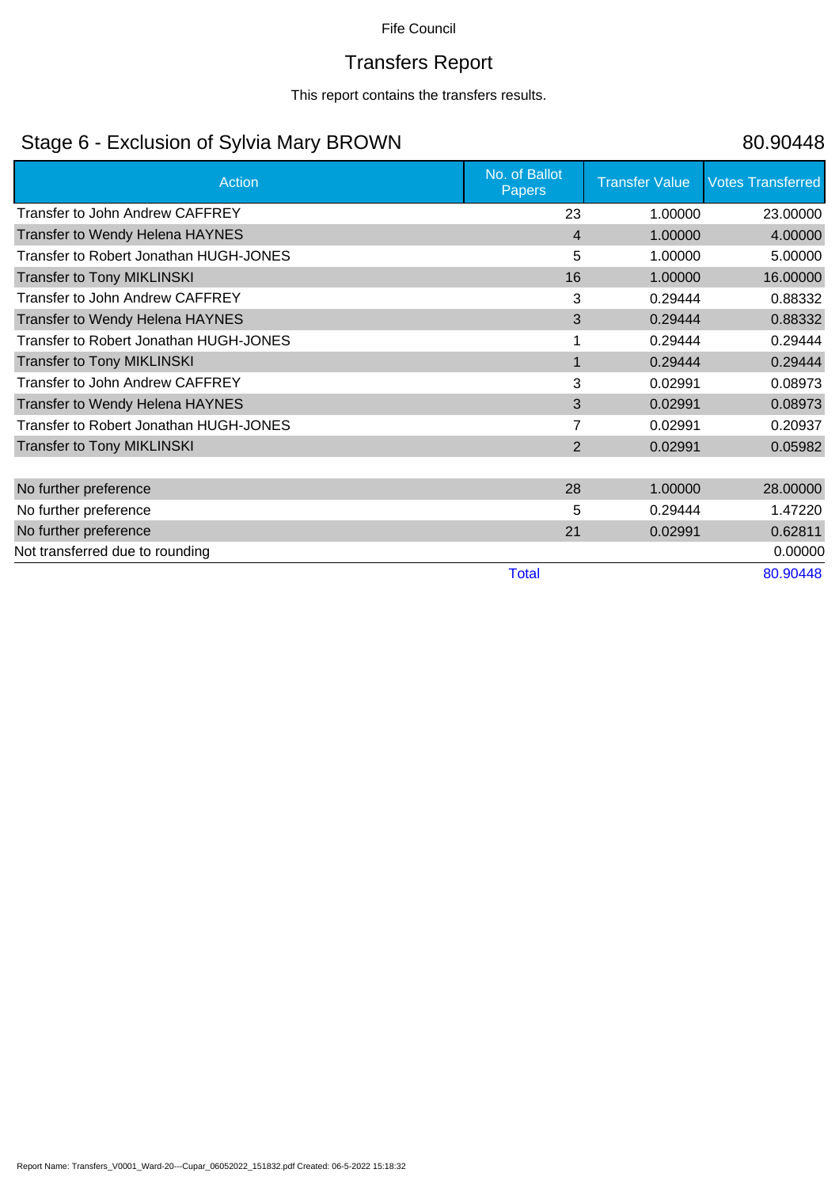Fife Council

# Transfers Report

This report contains the transfers results.

## Stage 6 - Exclusion of Sylvia Mary BROWN

80.90448

| Action | No. of Ballot Papers | Transfer Value | Votes Transferred |
|---|---|---|---|
| Transfer to John Andrew CAFFREY | 23 | 1.00000 | 23.00000 |
| Transfer to Wendy Helena HAYNES | 4 | 1.00000 | 4.00000 |
| Transfer to Robert Jonathan HUGH-JONES | 5 | 1.00000 | 5.00000 |
| Transfer to Tony MIKLINSKI | 16 | 1.00000 | 16.00000 |
| Transfer to John Andrew CAFFREY | 3 | 0.29444 | 0.88332 |
| Transfer to Wendy Helena HAYNES | 3 | 0.29444 | 0.88332 |
| Transfer to Robert Jonathan HUGH-JONES | 1 | 0.29444 | 0.29444 |
| Transfer to Tony MIKLINSKI | 1 | 0.29444 | 0.29444 |
| Transfer to John Andrew CAFFREY | 3 | 0.02991 | 0.08973 |
| Transfer to Wendy Helena HAYNES | 3 | 0.02991 | 0.08973 |
| Transfer to Robert Jonathan HUGH-JONES | 7 | 0.02991 | 0.20937 |
| Transfer to Tony MIKLINSKI | 2 | 0.02991 | 0.05982 |
| | | | |
| No further preference | 28 | 1.00000 | 28.00000 |
| No further preference | 5 | 0.29444 | 1.47220 |
| No further preference | 21 | 0.02991 | 0.62811 |
| Not transferred due to rounding | | | 0.00000 |
| | Total | | 80.90448 |

Report Name: Transfers_V0001_Ward-20---Cupar_06052022_151832.pdf Created: 06-5-2022 15:18:32